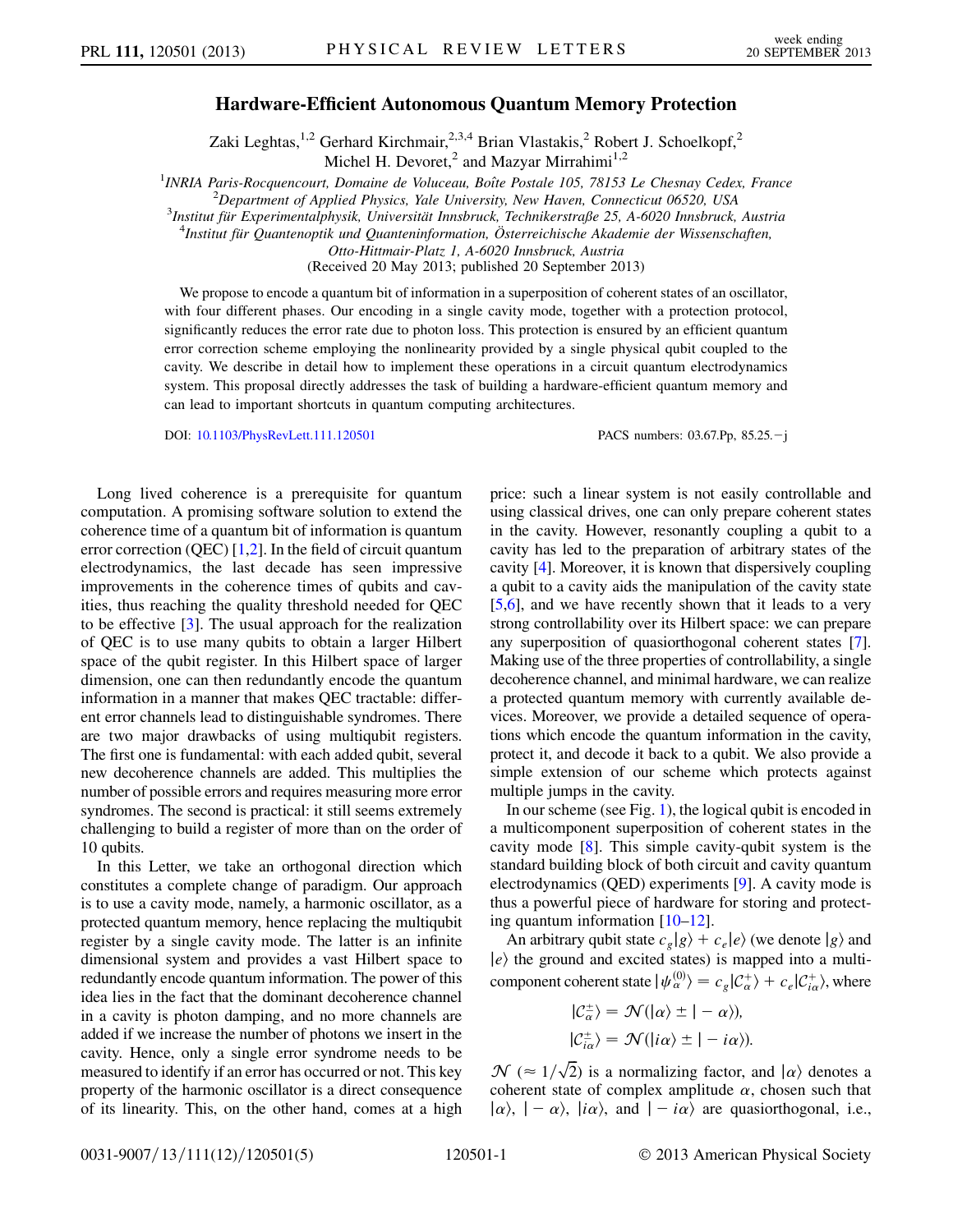# Hardware-Efficient Autonomous Quantum Memory Protection

Zaki Leghtas,[1,2] Gerhard Kirchmair,[2,3,4] Brian Vlastakis,[2] Robert J. Schoelkopf,[2] Michel H. Devoret,[2] and Mazyar Mirrahimi[1,2]

[1]INRIA Paris-Rocquencourt, Domaine de Voluceau, Boîte Postale 105, 78153 Le Chesnay Cedex, France
[2]Department of Applied Physics, Yale University, New Haven, Connecticut 06520, USA
[3]Institut für Experimentalphysik, Universität Innsbruck, Technikerstraße 25, A-6020 Innsbruck, Austria
[4]Institut für Quantenoptik und Quanteninformation, Österreichische Akademie der Wissenschaften, Otto-Hittmair-Platz 1, A-6020 Innsbruck, Austria

(Received 20 May 2013; published 20 September 2013)

We propose to encode a quantum bit of information in a superposition of coherent states of an oscillator, with four different phases. Our encoding in a single cavity mode, together with a protection protocol, significantly reduces the error rate due to photon loss. This protection is ensured by an efficient quantum error correction scheme employing the nonlinearity provided by a single physical qubit coupled to the cavity. We describe in detail how to implement these operations in a circuit quantum electrodynamics system. This proposal directly addresses the task of building a hardware-efficient quantum memory and can lead to important shortcuts in quantum computing architectures.

DOI: 10.1103/PhysRevLett.111.120501 PACS numbers: 03.67.Pp, 85.25.−j

Long lived coherence is a prerequisite for quantum computation. A promising software solution to extend the coherence time of a quantum bit of information is quantum error correction (QEC) [1,2]. In the field of circuit quantum electrodynamics, the last decade has seen impressive improvements in the coherence times of qubits and cavities, thus reaching the quality threshold needed for QEC to be effective [3]. The usual approach for the realization of QEC is to use many qubits to obtain a larger Hilbert space of the qubit register. In this Hilbert space of larger dimension, one can then redundantly encode the quantum information in a manner that makes QEC tractable: different error channels lead to distinguishable syndromes. There are two major drawbacks of using multiqubit registers. The first one is fundamental: with each added qubit, several new decoherence channels are added. This multiplies the number of possible errors and requires measuring more error syndromes. The second is practical: it still seems extremely challenging to build a register of more than on the order of 10 qubits.

In this Letter, we take an orthogonal direction which constitutes a complete change of paradigm. Our approach is to use a cavity mode, namely, a harmonic oscillator, as a protected quantum memory, hence replacing the multiqubit register by a single cavity mode. The latter is an infinite dimensional system and provides a vast Hilbert space to redundantly encode quantum information. The power of this idea lies in the fact that the dominant decoherence channel in a cavity is photon damping, and no more channels are added if we increase the number of photons we insert in the cavity. Hence, only a single error syndrome needs to be measured to identify if an error has occurred or not. This key property of the harmonic oscillator is a direct consequence of its linearity. This, on the other hand, comes at a high price: such a linear system is not easily controllable and using classical drives, one can only prepare coherent states in the cavity. However, resonantly coupling a qubit to a cavity has led to the preparation of arbitrary states of the cavity [4]. Moreover, it is known that dispersively coupling a qubit to a cavity aids the manipulation of the cavity state [5,6], and we have recently shown that it leads to a very strong controllability over its Hilbert space: we can prepare any superposition of quasiorthogonal coherent states [7]. Making use of the three properties of controllability, a single decoherence channel, and minimal hardware, we can realize a protected quantum memory with currently available devices. Moreover, we provide a detailed sequence of operations which encode the quantum information in the cavity, protect it, and decode it back to a qubit. We also provide a simple extension of our scheme which protects against multiple jumps in the cavity.

In our scheme (see Fig. 1), the logical qubit is encoded in a multicomponent superposition of coherent states in the cavity mode [8]. This simple cavity-qubit system is the standard building block of both circuit and cavity quantum electrodynamics (QED) experiments [9]. A cavity mode is thus a powerful piece of hardware for storing and protecting quantum information [10–12].

An arbitrary qubit state $c_g|g\rangle + c_e|e\rangle$ (we denote $|g\rangle$ and $|e\rangle$ the ground and excited states) is mapped into a multicomponent coherent state $|\psi_\alpha^{(0)}\rangle = c_g|\mathcal{C}_\alpha^+\rangle + c_e|\mathcal{C}_{i\alpha}^+\rangle$, where

$$|\mathcal{C}_\alpha^\pm\rangle = \mathcal{N}(|\alpha\rangle \pm |-\alpha\rangle),$$
$$|\mathcal{C}_{i\alpha}^\pm\rangle = \mathcal{N}(|i\alpha\rangle \pm |-i\alpha\rangle).$$

$\mathcal{N}$ ($\approx 1/\sqrt{2}$) is a normalizing factor, and $|\alpha\rangle$ denotes a coherent state of complex amplitude $\alpha$, chosen such that $|\alpha\rangle$, $|-\alpha\rangle$, $|i\alpha\rangle$, and $|-i\alpha\rangle$ are quasiorthogonal, i.e.,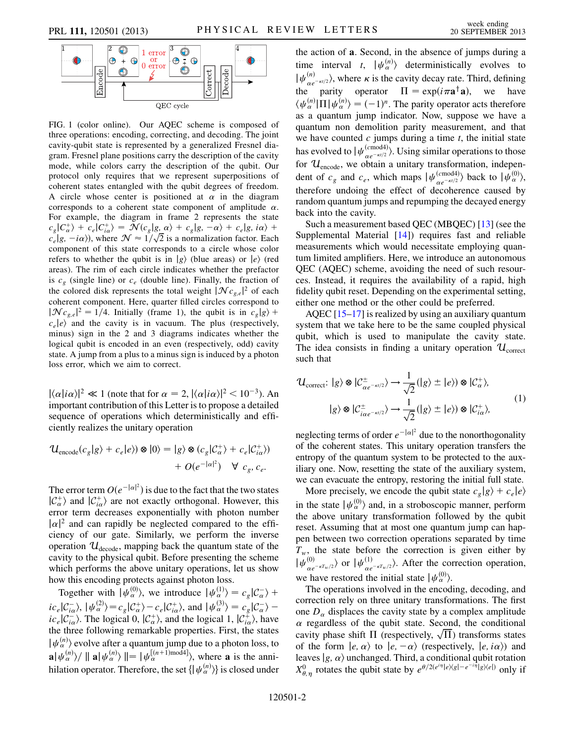FIG. 1 (color online). Our AQEC scheme is composed of three operations: encoding, correcting, and decoding. The joint cavity-qubit state is represented by a generalized Fresnel diagram. Fresnel plane positions carry the description of the cavity mode, while colors carry the description of the qubit. Our protocol only requires that we represent superpositions of coherent states entangled with the qubit degrees of freedom. A circle whose center is positioned at $\alpha$ in the diagram corresponds to a coherent state component of amplitude $\alpha$. For example, the diagram in frame 2 represents the state $c_g|\mathcal{C}_\alpha^+\rangle + c_e|\mathcal{C}_{i\alpha}^+\rangle = \mathcal{N}(c_g|g,\alpha\rangle + c_g|g,-\alpha\rangle + c_e|g,i\alpha\rangle + c_e|g,-i\alpha\rangle)$, where $\mathcal{N} \approx 1/\sqrt{2}$ is a normalization factor. Each component of this state corresponds to a circle whose color refers to whether the qubit is in $|g\rangle$ (blue areas) or $|e\rangle$ (red areas). The rim of each circle indicates whether the prefactor is $c_g$ (single line) or $c_e$ (double line). Finally, the fraction of the colored disk represents the total weight $|\mathcal{N}c_{g,e}|^2$ of each coherent component. Here, quarter filled circles correspond to $|\mathcal{N}c_{g,e}|^2 = 1/4$. Initially (frame 1), the qubit is in $c_g|g\rangle + c_e|e\rangle$ and the cavity is in vacuum. The plus (respectively, minus) sign in the 2 and 3 diagrams indicates whether the logical qubit is encoded in an even (respectively, odd) cavity state. A jump from a plus to a minus sign is induced by a photon loss error, which we aim to correct.

$|\langle\alpha|i\alpha\rangle|^2 \ll 1$ (note that for $\alpha = 2$, $|\langle\alpha|i\alpha\rangle|^2 < 10^{-3}$). An important contribution of this Letter is to propose a detailed sequence of operations which deterministically and efficiently realizes the unitary operation

$$\mathcal{U}_{\text{encode}}(c_g|g\rangle + c_e|e\rangle) \otimes |0\rangle = |g\rangle \otimes (c_g|\mathcal{C}_\alpha^+\rangle + c_e|\mathcal{C}_{i\alpha}^+\rangle) + O(e^{-|\alpha|^2}) \quad \forall\ c_g, c_e.$$

The error term $O(e^{-|\alpha|^2})$ is due to the fact that the two states $|\mathcal{C}_\alpha^+\rangle$ and $|\mathcal{C}_{i\alpha}^+\rangle$ are not exactly orthogonal. However, this error term decreases exponentially with photon number $|\alpha|^2$ and can rapidly be neglected compared to the efficiency of our gate. Similarly, we perform the inverse operation $\mathcal{U}_{\text{decode}}$, mapping back the quantum state of the cavity to the physical qubit. Before presenting the scheme which performs the above unitary operations, let us show how this encoding protects against photon loss.

Together with $|\psi_\alpha^{(0)}\rangle$, we introduce $|\psi_\alpha^{(1)}\rangle = c_g|\mathcal{C}_\alpha^-\rangle + ic_e|\mathcal{C}_{i\alpha}^-\rangle$, $|\psi_\alpha^{(2)}\rangle = c_g|\mathcal{C}_\alpha^+\rangle - c_e|\mathcal{C}_{i\alpha}^+\rangle$, and $|\psi_\alpha^{(3)}\rangle = c_g|\mathcal{C}_\alpha^-\rangle - ic_e|\mathcal{C}_{i\alpha}^-\rangle$. The logical 0, $|\mathcal{C}_\alpha^+\rangle$, and the logical 1, $|\mathcal{C}_{i\alpha}^+\rangle$, have the three following remarkable properties. First, the states $|\psi_\alpha^{(n)}\rangle$ evolve after a quantum jump due to a photon loss, to $\mathbf{a}|\psi_\alpha^{(n)}\rangle / \parallel \mathbf{a}|\psi_\alpha^{(n)}\rangle \parallel = |\psi_\alpha^{[(n+1)\text{mod}4]}\rangle$, where $\mathbf{a}$ is the annihilation operator. Therefore, the set $\{|\psi_\alpha^{(n)}\rangle\}$ is closed under the action of $\mathbf{a}$. Second, in the absence of jumps during a time interval $t$, $|\psi_\alpha^{(n)}\rangle$ deterministically evolves to $|\psi_{\alpha e^{-\kappa t/2}}^{(n)}\rangle$, where $\kappa$ is the cavity decay rate. Third, defining the parity operator $\Pi = \exp(i\pi\mathbf{a}^\dagger\mathbf{a})$, we have $\langle\psi_\alpha^{(n)}|\Pi|\psi_\alpha^{(n)}\rangle = (-1)^n$. The parity operator acts therefore as a quantum jump indicator. Now, suppose we have a quantum non demolition parity measurement, and that we have counted $c$ jumps during a time $t$, the initial state has evolved to $|\psi_{\alpha e^{-\kappa t/2}}^{(c\text{mod}4)}\rangle$. Using similar operations to those for $\mathcal{U}_{\text{encode}}$, we obtain a unitary transformation, independent of $c_g$ and $c_e$, which maps $|\psi_{\alpha e^{-\kappa t/2}}^{(c\text{mod}4)}\rangle$ back to $|\psi_\alpha^{(0)}\rangle$, therefore undoing the effect of decoherence caused by random quantum jumps and repumping the decayed energy back into the cavity.

Such a measurement based QEC (MBQEC) [13] (see the Supplemental Material [14]) requires fast and reliable measurements which would necessitate employing quantum limited amplifiers. Here, we introduce an autonomous QEC (AQEC) scheme, avoiding the need of such resources. Instead, it requires the availability of a rapid, high fidelity qubit reset. Depending on the experimental setting, either one method or the other could be preferred.

AQEC [15–17] is realized by using an auxiliary quantum system that we take here to be the same coupled physical qubit, which is used to manipulate the cavity state. The idea consists in finding a unitary operation $\mathcal{U}_{\text{correct}}$ such that

$$\mathcal{U}_{\text{correct}}\colon |g\rangle \otimes |\mathcal{C}_{\alpha e^{-\kappa t/2}}^\pm\rangle \to \frac{1}{\sqrt{2}}(|g\rangle \pm |e\rangle) \otimes |\mathcal{C}_\alpha^+\rangle,$$
$$|g\rangle \otimes |\mathcal{C}_{i\alpha e^{-\kappa t/2}}^\pm\rangle \to \frac{1}{\sqrt{2}}(|g\rangle \pm |e\rangle) \otimes |\mathcal{C}_{i\alpha}^+\rangle, \tag{1}$$

neglecting terms of order $e^{-|\alpha|^2}$ due to the nonorthogonality of the coherent states. This unitary operation transfers the entropy of the quantum system to be protected to the auxiliary one. Now, resetting the state of the auxiliary system, we can evacuate the entropy, restoring the initial full state.

More precisely, we encode the qubit state $c_g|g\rangle + c_e|e\rangle$ in the state $|\psi_\alpha^{(0)}\rangle$ and, in a stroboscopic manner, perform the above unitary transformation followed by the qubit reset. Assuming that at most one quantum jump can happen between two correction operations separated by time $T_w$, the state before the correction is given either by $|\psi_{\alpha e^{-\kappa T_w/2}}^{(0)}\rangle$ or $|\psi_{\alpha e^{-\kappa T_w/2}}^{(1)}\rangle$. After the correction operation, we have restored the initial state $|\psi_\alpha^{(0)}\rangle$.

The operations involved in the encoding, decoding, and correction rely on three unitary transformations. The first one $D_\alpha$ displaces the cavity state by a complex amplitude $\alpha$ regardless of the qubit state. Second, the conditional cavity phase shift $\Pi$ (respectively, $\sqrt{\Pi}$) transforms states of the form $|e,\alpha\rangle$ to $|e,-\alpha\rangle$ (respectively, $|e,i\alpha\rangle$) and leaves $|g,\alpha\rangle$ unchanged. Third, a conditional qubit rotation $X_{\theta,\eta}^0$ rotates the qubit state by $e^{\theta/2(e^{i\eta}|e\rangle\langle g| - e^{-i\eta}|g\rangle\langle e|)}$ only if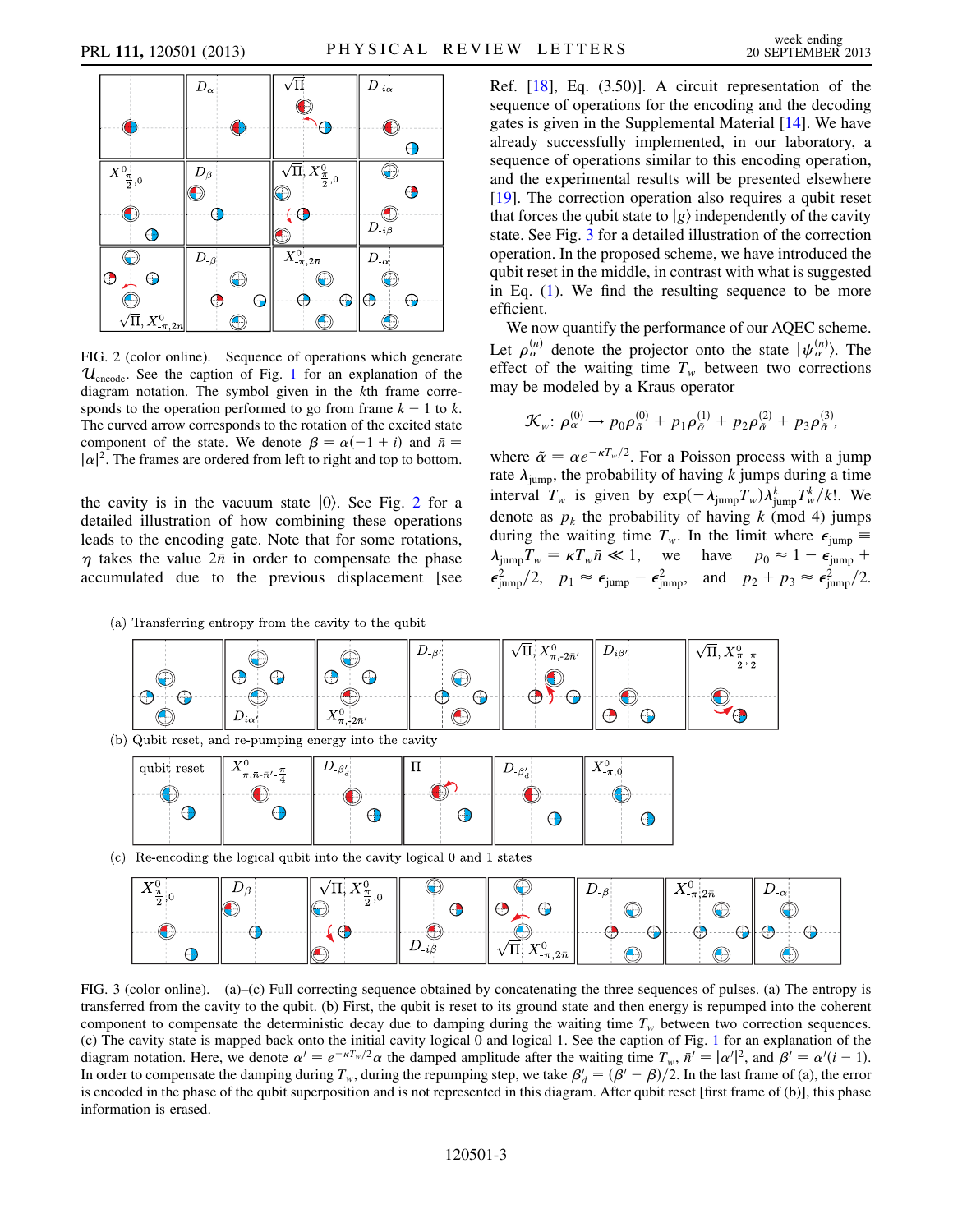FIG. 2 (color online). Sequence of operations which generate $\mathcal{U}_{\text{encode}}$. See the caption of Fig. 1 for an explanation of the diagram notation. The symbol given in the $k$th frame corresponds to the operation performed to go from frame $k-1$ to $k$. The curved arrow corresponds to the rotation of the excited state component of the state. We denote $\beta = \alpha(-1+i)$ and $\bar{n} = |\alpha|^2$. The frames are ordered from left to right and top to bottom.

the cavity is in the vacuum state $|0\rangle$. See Fig. 2 for a detailed illustration of how combining these operations leads to the encoding gate. Note that for some rotations, $\eta$ takes the value $2\bar{n}$ in order to compensate the phase accumulated due to the previous displacement [see Ref. [18], Eq. (3.50)]. A circuit representation of the sequence of operations for the encoding and the decoding gates is given in the Supplemental Material [14]. We have already successfully implemented, in our laboratory, a sequence of operations similar to this encoding operation, and the experimental results will be presented elsewhere [19]. The correction operation also requires a qubit reset that forces the qubit state to $|g\rangle$ independently of the cavity state. See Fig. 3 for a detailed illustration of the correction operation. In the proposed scheme, we have introduced the qubit reset in the middle, in contrast with what is suggested in Eq. (1). We find the resulting sequence to be more efficient.

We now quantify the performance of our AQEC scheme. Let $\rho_\alpha^{(n)}$ denote the projector onto the state $|\psi_\alpha^{(n)}\rangle$. The effect of the waiting time $T_w$ between two corrections may be modeled by a Kraus operator

$$\mathcal{K}_w\colon \rho_\alpha^{(0)} \to p_0\rho_{\tilde{\alpha}}^{(0)} + p_1\rho_{\tilde{\alpha}}^{(1)} + p_2\rho_{\tilde{\alpha}}^{(2)} + p_3\rho_{\tilde{\alpha}}^{(3)},$$

where $\tilde{\alpha} = \alpha e^{-\kappa T_w/2}$. For a Poisson process with a jump rate $\lambda_{\text{jump}}$, the probability of having $k$ jumps during a time interval $T_w$ is given by $\exp(-\lambda_{\text{jump}}T_w)\lambda_{\text{jump}}^k T_w^k/k!$. We denote as $p_k$ the probability of having $k$ (mod 4) jumps during the waiting time $T_w$. In the limit where $\epsilon_{\text{jump}} \equiv \lambda_{\text{jump}}T_w = \kappa T_w \bar{n} \ll 1$, we have $p_0 \approx 1 - \epsilon_{\text{jump}} + \epsilon_{\text{jump}}^2/2$, $p_1 \approx \epsilon_{\text{jump}} - \epsilon_{\text{jump}}^2$, and $p_2 + p_3 \approx \epsilon_{\text{jump}}^2/2$.

FIG. 3 (color online). (a)–(c) Full correcting sequence obtained by concatenating the three sequences of pulses. (a) The entropy is transferred from the cavity to the qubit. (b) First, the qubit is reset to its ground state and then energy is repumped into the coherent component to compensate the deterministic decay due to damping during the waiting time $T_w$ between two correction sequences. (c) The cavity state is mapped back onto the initial cavity logical 0 and logical 1. See the caption of Fig. 1 for an explanation of the diagram notation. Here, we denote $\alpha' = e^{-\kappa T_w/2}\alpha$ the damped amplitude after the waiting time $T_w$, $\bar{n}' = |\alpha'|^2$, and $\beta' = \alpha'(i-1)$. In order to compensate the damping during $T_w$, during the repumping step, we take $\beta_d' = (\beta' - \beta)/2$. In the last frame of (a), the error is encoded in the phase of the qubit superposition and is not represented in this diagram. After qubit reset [first frame of (b)], this phase information is erased.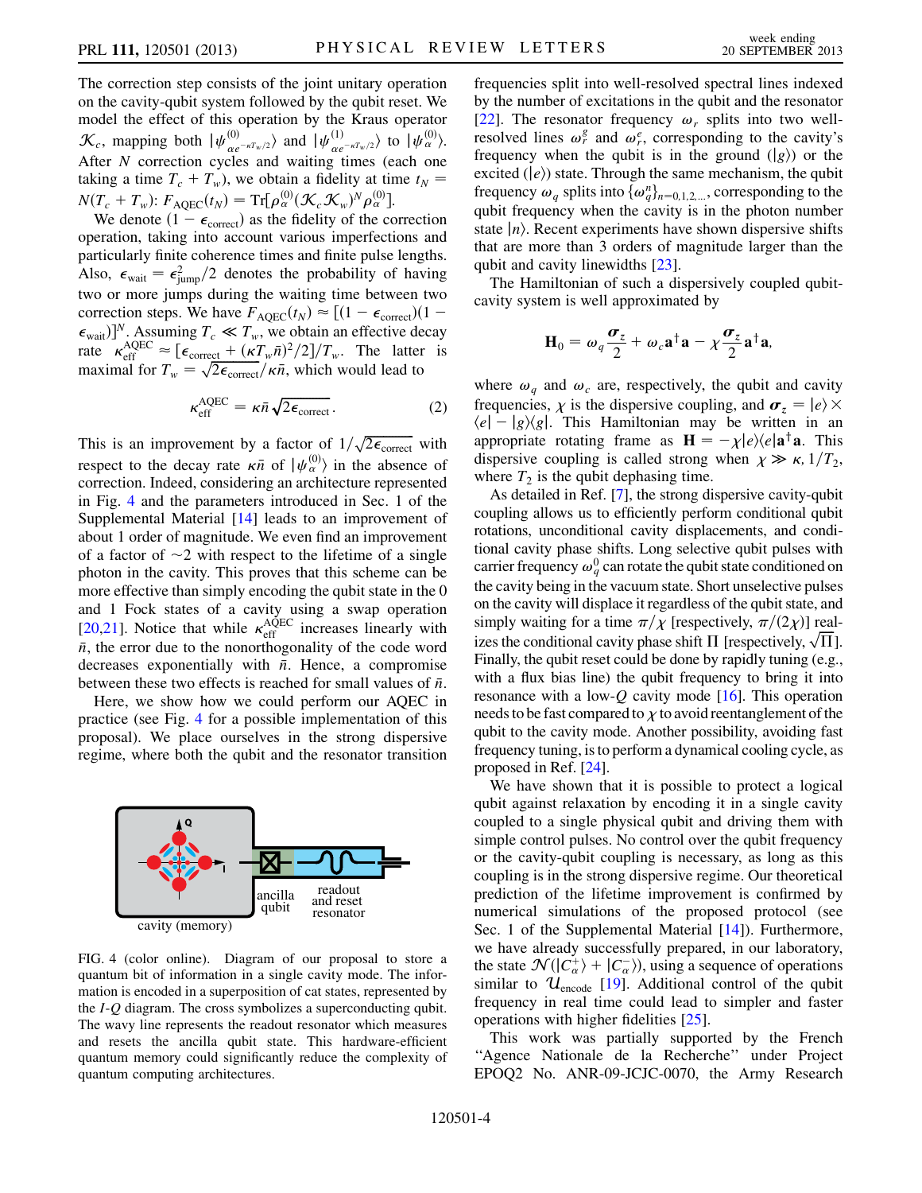The correction step consists of the joint unitary operation on the cavity-qubit system followed by the qubit reset. We model the effect of this operation by the Kraus operator $\mathcal{K}_c$, mapping both $|\psi^{(0)}_{\alpha e^{-\kappa T_w/2}}\rangle$ and $|\psi^{(1)}_{\alpha e^{-\kappa T_w/2}}\rangle$ to $|\psi^{(0)}_{\alpha}\rangle$. After $N$ correction cycles and waiting times (each one taking a time $T_c + T_w$), we obtain a fidelity at time $t_N = N(T_c + T_w)$: $F_{\rm AQEC}(t_N) = {\rm Tr}[\rho^{(0)}_\alpha (\mathcal{K}_c \mathcal{K}_w)^N \rho^{(0)}_\alpha]$.

We denote $(1 - \epsilon_{\rm correct})$ as the fidelity of the correction operation, taking into account various imperfections and particularly finite coherence times and finite pulse lengths. Also, $\epsilon_{\rm wait} = \epsilon^2_{\rm jump}/2$ denotes the probability of having two or more jumps during the waiting time between two correction steps. We have $F_{\rm AQEC}(t_N) \approx [(1 - \epsilon_{\rm correct})(1 - \epsilon_{\rm wait})]^N$. Assuming $T_c \ll T_w$, we obtain an effective decay rate $\kappa^{\rm AQEC}_{\rm eff} \approx [\epsilon_{\rm correct} + (\kappa T_w \bar{n})^2/2]/T_w$. The latter is maximal for $T_w = \sqrt{2\epsilon_{\rm correct}}/\kappa\bar{n}$, which would lead to

$$\kappa^{\rm AQEC}_{\rm eff} = \kappa\bar{n}\sqrt{2\epsilon_{\rm correct}}. \tag{2}$$

This is an improvement by a factor of $1/\sqrt{2\epsilon_{\rm correct}}$ with respect to the decay rate $\kappa\bar{n}$ of $|\psi^{(0)}_\alpha\rangle$ in the absence of correction. Indeed, considering an architecture represented in Fig. 4 and the parameters introduced in Sec. 1 of the Supplemental Material [14] leads to an improvement of about 1 order of magnitude. We even find an improvement of a factor of $\sim 2$ with respect to the lifetime of a single photon in the cavity. This proves that this scheme can be more effective than simply encoding the qubit state in the 0 and 1 Fock states of a cavity using a swap operation [20,21]. Notice that while $\kappa^{\rm AQEC}_{\rm eff}$ increases linearly with $\bar{n}$, the error due to the nonorthogonality of the code word decreases exponentially with $\bar{n}$. Hence, a compromise between these two effects is reached for small values of $\bar{n}$.

Here, we show how we could perform our AQEC in practice (see Fig. 4 for a possible implementation of this proposal). We place ourselves in the strong dispersive regime, where both the qubit and the resonator transition frequencies split into well-resolved spectral lines indexed by the number of excitations in the qubit and the resonator [22]. The resonator frequency $\omega_r$ splits into two well-resolved lines $\omega^g_r$ and $\omega^e_r$, corresponding to the cavity's frequency when the qubit is in the ground ($|g\rangle$) or the excited ($|e\rangle$) state. Through the same mechanism, the qubit frequency $\omega_q$ splits into $\{\omega^n_q\}_{n=0,1,2,\ldots}$, corresponding to the qubit frequency when the cavity is in the photon number state $|n\rangle$. Recent experiments have shown dispersive shifts that are more than 3 orders of magnitude larger than the qubit and cavity linewidths [23].

The Hamiltonian of such a dispersively coupled qubit-cavity system is well approximated by

$$\mathbf{H}_0 = \omega_q \frac{\boldsymbol{\sigma}_z}{2} + \omega_c \mathbf{a}^\dagger\mathbf{a} - \chi\frac{\boldsymbol{\sigma}_z}{2}\mathbf{a}^\dagger\mathbf{a},$$

where $\omega_q$ and $\omega_c$ are, respectively, the qubit and cavity frequencies, $\chi$ is the dispersive coupling, and $\boldsymbol{\sigma}_z = |e\rangle\times\langle e| - |g\rangle\langle g|$. This Hamiltonian may be written in an appropriate rotating frame as $\mathbf{H} = -\chi|e\rangle\langle e|\mathbf{a}^\dagger\mathbf{a}$. This dispersive coupling is called strong when $\chi \gg \kappa, 1/T_2$, where $T_2$ is the qubit dephasing time.

As detailed in Ref. [7], the strong dispersive cavity-qubit coupling allows us to efficiently perform conditional qubit rotations, unconditional cavity displacements, and conditional cavity phase shifts. Long selective qubit pulses with carrier frequency $\omega^0_q$ can rotate the qubit state conditioned on the cavity being in the vacuum state. Short unselective pulses on the cavity will displace it regardless of the qubit state, and simply waiting for a time $\pi/\chi$ [respectively, $\pi/(2\chi)$] realizes the conditional cavity phase shift $\Pi$ [respectively, $\sqrt{\Pi}$]. Finally, the qubit reset could be done by rapidly tuning (e.g., with a flux bias line) the qubit frequency to bring it into resonance with a low-$Q$ cavity mode [16]. This operation needs to be fast compared to $\chi$ to avoid reentanglement of the qubit to the cavity mode. Another possibility, avoiding fast frequency tuning, is to perform a dynamical cooling cycle, as proposed in Ref. [24].

We have shown that it is possible to protect a logical qubit against relaxation by encoding it in a single cavity coupled to a single physical qubit and driving them with simple control pulses. No control over the qubit frequency or the cavity-qubit coupling is necessary, as long as this coupling is in the strong dispersive regime. Our theoretical prediction of the lifetime improvement is confirmed by numerical simulations of the proposed protocol (see Sec. 1 of the Supplemental Material [14]). Furthermore, we have already successfully prepared, in our laboratory, the state $\mathcal{N}(|C^+_\alpha\rangle + |C^-_\alpha\rangle)$, using a sequence of operations similar to $\mathcal{U}_{\rm encode}$ [19]. Additional control of the qubit frequency in real time could lead to simpler and faster operations with higher fidelities [25].

FIG. 4 (color online). Diagram of our proposal to store a quantum bit of information in a single cavity mode. The information is encoded in a superposition of cat states, represented by the $I$-$Q$ diagram. The cross symbolizes a superconducting qubit. The wavy line represents the readout resonator which measures and resets the ancilla qubit state. This hardware-efficient quantum memory could significantly reduce the complexity of quantum computing architectures.

This work was partially supported by the French "Agence Nationale de la Recherche" under Project EPOQ2 No. ANR-09-JCJC-0070, the Army Research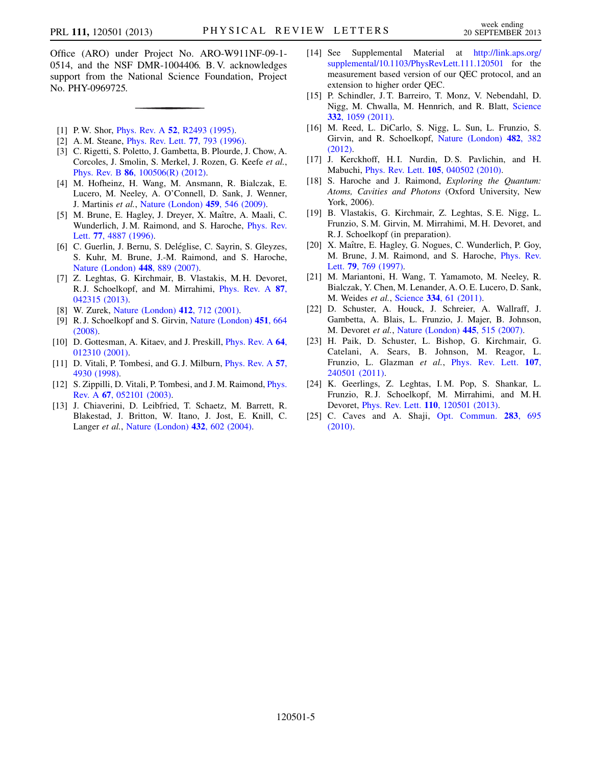Office (ARO) under Project No. ARO-W911NF-09-1-0514, and the NSF DMR-1004406. B. V. acknowledges support from the National Science Foundation, Project No. PHY-0969725.

---

[1] P. W. Shor, Phys. Rev. A **52**, R2493 (1995).

[2] A. M. Steane, Phys. Rev. Lett. **77**, 793 (1996).

[3] C. Rigetti, S. Poletto, J. Gambetta, B. Plourde, J. Chow, A. Corcoles, J. Smolin, S. Merkel, J. Rozen, G. Keefe *et al.*, Phys. Rev. B **86**, 100506(R) (2012).

[4] M. Hofheinz, H. Wang, M. Ansmann, R. Bialczak, E. Lucero, M. Neeley, A. O'Connell, D. Sank, J. Wenner, J. Martinis *et al.*, Nature (London) **459**, 546 (2009).

[5] M. Brune, E. Hagley, J. Dreyer, X. Maître, A. Maali, C. Wunderlich, J. M. Raimond, and S. Haroche, Phys. Rev. Lett. **77**, 4887 (1996).

[6] C. Guerlin, J. Bernu, S. Deléglise, C. Sayrin, S. Gleyzes, S. Kuhr, M. Brune, J.-M. Raimond, and S. Haroche, Nature (London) **448**, 889 (2007).

[7] Z. Leghtas, G. Kirchmair, B. Vlastakis, M. H. Devoret, R. J. Schoelkopf, and M. Mirrahimi, Phys. Rev. A **87**, 042315 (2013).

[8] W. Zurek, Nature (London) **412**, 712 (2001).

[9] R. J. Schoelkopf and S. Girvin, Nature (London) **451**, 664 (2008).

[10] D. Gottesman, A. Kitaev, and J. Preskill, Phys. Rev. A **64**, 012310 (2001).

[11] D. Vitali, P. Tombesi, and G. J. Milburn, Phys. Rev. A **57**, 4930 (1998).

[12] S. Zippilli, D. Vitali, P. Tombesi, and J. M. Raimond, Phys. Rev. A **67**, 052101 (2003).

[13] J. Chiaverini, D. Leibfried, T. Schaetz, M. Barrett, R. Blakestad, J. Britton, W. Itano, J. Jost, E. Knill, C. Langer *et al.*, Nature (London) **432**, 602 (2004).

[14] See Supplemental Material at http://link.aps.org/supplemental/10.1103/PhysRevLett.111.120501 for the measurement based version of our QEC protocol, and an extension to higher order QEC.

[15] P. Schindler, J. T. Barreiro, T. Monz, V. Nebendahl, D. Nigg, M. Chwalla, M. Hennrich, and R. Blatt, Science **332**, 1059 (2011).

[16] M. Reed, L. DiCarlo, S. Nigg, L. Sun, L. Frunzio, S. Girvin, and R. Schoelkopf, Nature (London) **482**, 382 (2012).

[17] J. Kerckhoff, H. I. Nurdin, D. S. Pavlichin, and H. Mabuchi, Phys. Rev. Lett. **105**, 040502 (2010).

[18] S. Haroche and J. Raimond, *Exploring the Quantum: Atoms, Cavities and Photons* (Oxford University, New York, 2006).

[19] B. Vlastakis, G. Kirchmair, Z. Leghtas, S. E. Nigg, L. Frunzio, S. M. Girvin, M. Mirrahimi, M. H. Devoret, and R. J. Schoelkopf (in preparation).

[20] X. Maître, E. Hagley, G. Nogues, C. Wunderlich, P. Goy, M. Brune, J. M. Raimond, and S. Haroche, Phys. Rev. Lett. **79**, 769 (1997).

[21] M. Mariantoni, H. Wang, T. Yamamoto, M. Neeley, R. Bialczak, Y. Chen, M. Lenander, A. O. E. Lucero, D. Sank, M. Weides *et al.*, Science **334**, 61 (2011).

[22] D. Schuster, A. Houck, J. Schreier, A. Wallraff, J. Gambetta, A. Blais, L. Frunzio, J. Majer, B. Johnson, M. Devoret *et al.*, Nature (London) **445**, 515 (2007).

[23] H. Paik, D. Schuster, L. Bishop, G. Kirchmair, G. Catelani, A. Sears, B. Johnson, M. Reagor, L. Frunzio, L. Glazman *et al.*, Phys. Rev. Lett. **107**, 240501 (2011).

[24] K. Geerlings, Z. Leghtas, I. M. Pop, S. Shankar, L. Frunzio, R. J. Schoelkopf, M. Mirrahimi, and M. H. Devoret, Phys. Rev. Lett. **110**, 120501 (2013).

[25] C. Caves and A. Shaji, Opt. Commun. **283**, 695 (2010).